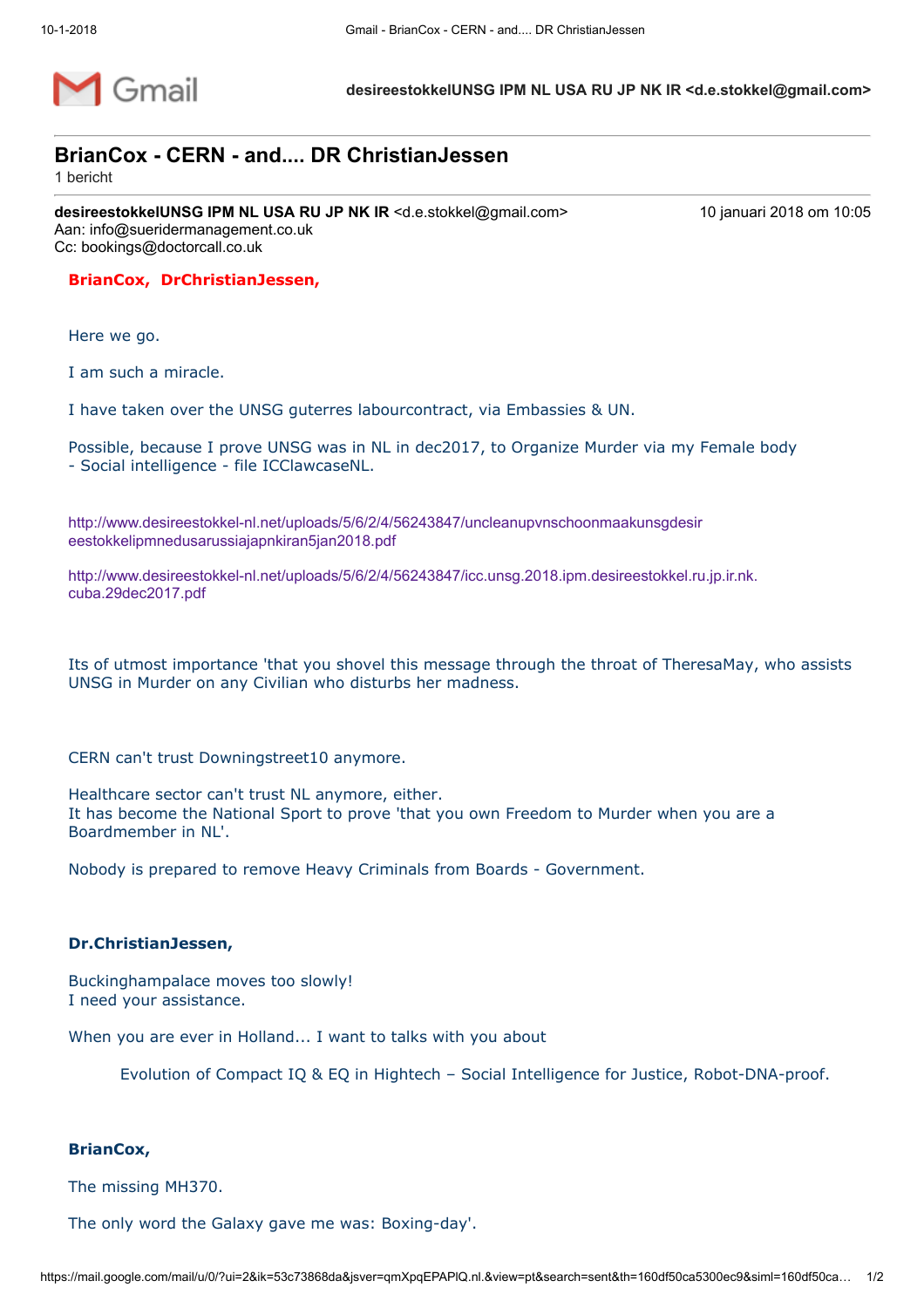Gmail

**desireestokkelUNSG IPM NL USA RU JP NK IR <d.e.stokkel@gmail.com>**

## BrianCox - CERN - and.... DR ChristianJessen

1 bericht

**desireestokkelUNSG IPM NL USA RU JP NK IR** <d.e.stokkel@gmail.com> 10 januari 2018 om 10:05
Aan: info@sueridermanagement.co.uk
Cc: bookings@doctorcall.co.uk

**BrianCox, DrChristianJessen,**

Here we go.

I am such a miracle.

I have taken over the UNSG guterres labourcontract, via Embassies & UN.

Possible, because I prove UNSG was in NL in dec2017, to Organize Murder via my Female body - Social intelligence - file ICClawcaseNL.

http://www.desireestokkel-nl.net/uploads/5/6/2/4/56243847/uncleanupvnschoonmaakunsgdesireestokkelipmnedusarussiajapnkiran5jan2018.pdf

http://www.desireestokkel-nl.net/uploads/5/6/2/4/56243847/icc.unsg.2018.ipm.desireestokkel.ru.jp.ir.nk.cuba.29dec2017.pdf

Its of utmost importance 'that you shovel this message through the throat of TheresaMay, who assists UNSG in Murder on any Civilian who disturbs her madness.

CERN can't trust Downingstreet10 anymore.

Healthcare sector can't trust NL anymore, either.
It has become the National Sport to prove 'that you own Freedom to Murder when you are a Boardmember in NL'.

Nobody is prepared to remove Heavy Criminals from Boards - Government.

**Dr.ChristianJessen,**

Buckinghampalace moves too slowly!
I need your assistance.

When you are ever in Holland... I want to talks with you about

> Evolution of Compact IQ & EQ in Hightech – Social Intelligence for Justice, Robot-DNA-proof.

**BrianCox,**

The missing MH370.

The only word the Galaxy gave me was: Boxing-day'.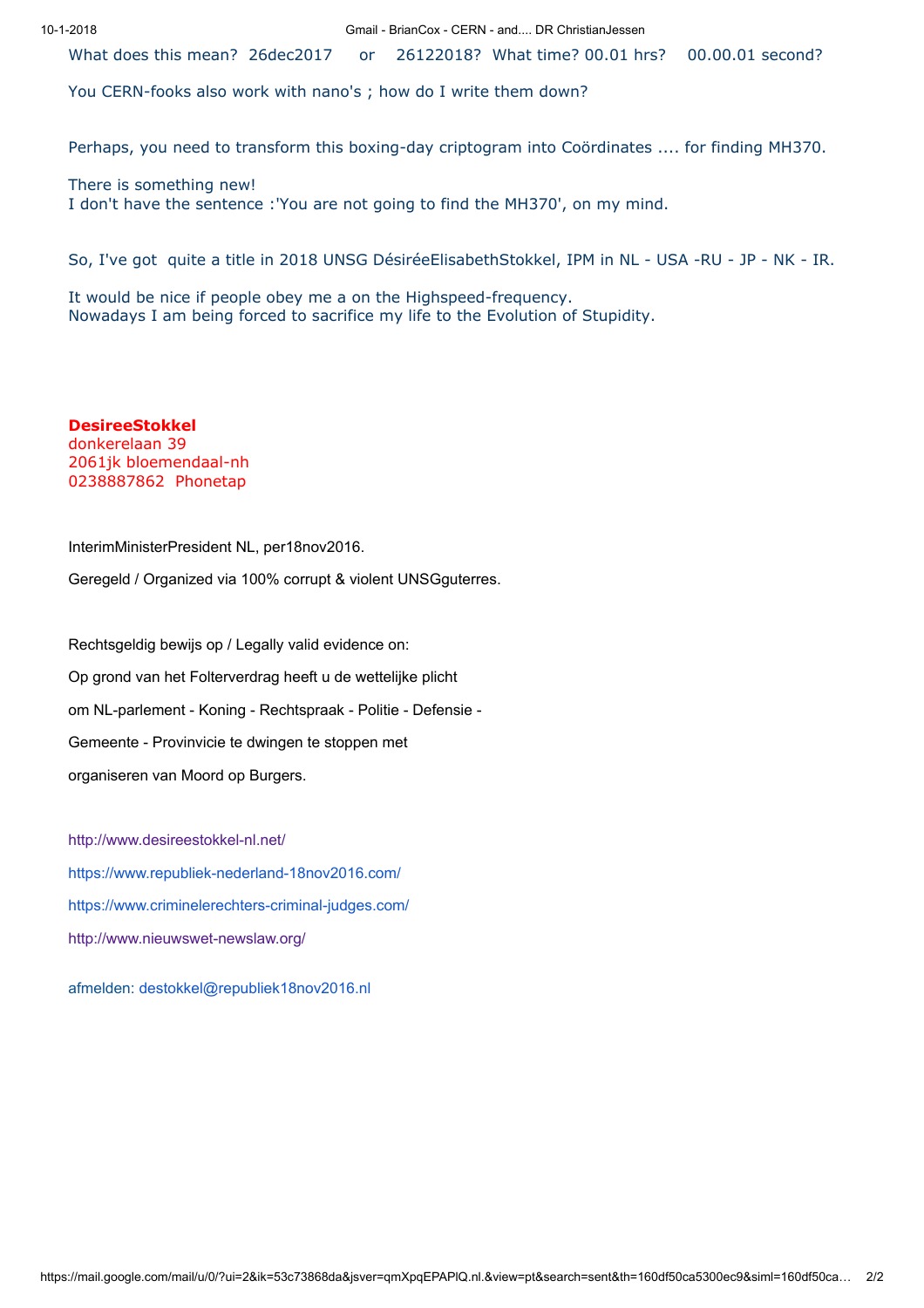What does this mean? 26dec2017 or 26122018? What time? 00.01 hrs? 00.00.01 second?

You CERN-fooks also work with nano's ; how do I write them down?

Perhaps, you need to transform this boxing-day criptogram into Coördinates .... for finding MH370.

There is something new!
I don't have the sentence :'You are not going to find the MH370', on my mind.

So, I've got quite a title in 2018 UNSG DésiréeElisabethStokkel, IPM in NL - USA -RU - JP - NK - IR.

It would be nice if people obey me a on the Highspeed-frequency.
Nowadays I am being forced to sacrifice my life to the Evolution of Stupidity.

**DesireeStokkel**
donkerelaan 39
2061jk bloemendaal-nh
0238887862 Phonetap

InterimMinisterPresident NL, per18nov2016.

Geregeld / Organized via 100% corrupt & violent UNSGguterres.

Rechtsgeldig bewijs op / Legally valid evidence on:

Op grond van het Folterverdrag heeft u de wettelijke plicht

om NL-parlement - Koning - Rechtspraak - Politie - Defensie -

Gemeente - Provinvicie te dwingen te stoppen met

organiseren van Moord op Burgers.

http://www.desireestokkel-nl.net/

https://www.republiek-nederland-18nov2016.com/

https://www.criminelerechters-criminal-judges.com/

http://www.nieuwswet-newslaw.org/

afmelden: destokkel@republiek18nov2016.nl